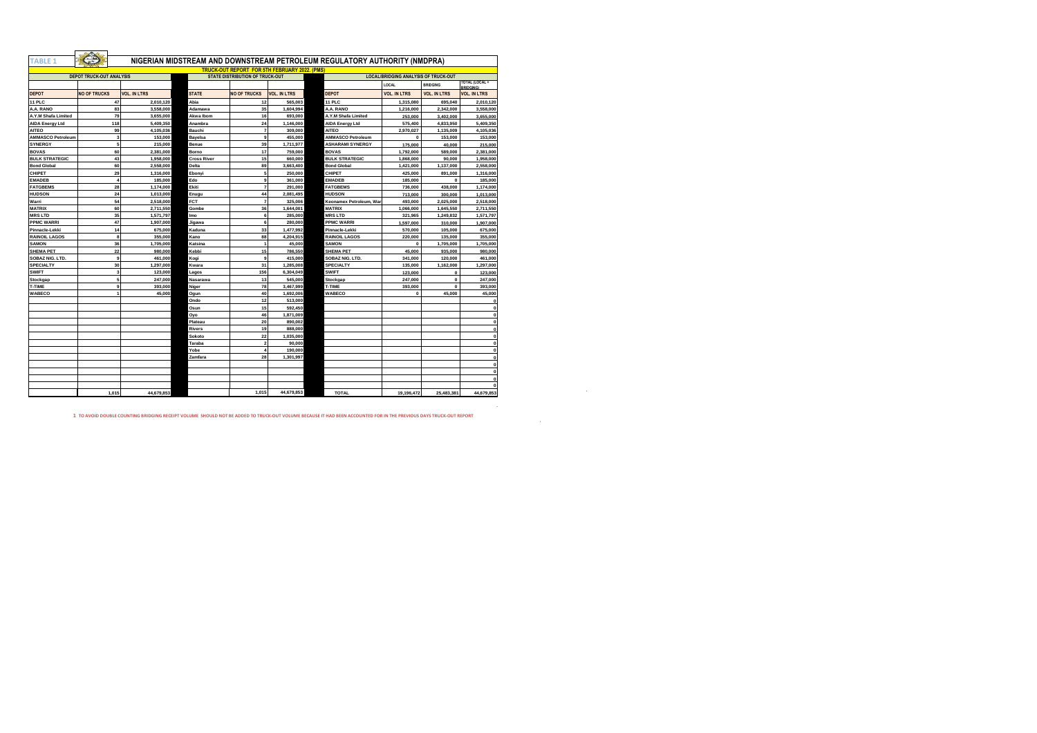# TABLE 1 NIGERIAN MIDSTREAM AND DOWNSTREAM PETROLEUM REGULATORY AUTHORITY (NMDPRA)

## TRUCK-OUT REPORT FOR 5TH FEBRUARY 2022. (PMS)

| DEPOT TRUCK-OUT ANALYSIS | | | STATE DISTRIBUTION OF TRUCK-OUT | | | LOCAL/BRIDGING ANALYSIS OF TRUCK-OUT | | | |
|---|---|---|---|---|---|---|---|---|---|
| | | | | | | | LOCAL | BRIDGING | TOTAL (LOCAL + BRIDGING) |
| DEPOT | NO OF TRUCKS | VOL. IN LTRS | STATE | NO OF TRUCKS | VOL. IN LTRS | DEPOT | VOL. IN LTRS | VOL. IN LTRS | VOL. IN LTRS |
| 11 PLC | 47 | 2,010,120 | Abia | 12 | 565,003 | 11 PLC | 1,315,080 | 695,040 | 2,010,120 |
| A.A. RANO | 83 | 3,558,000 | Adamawa | 35 | 1,604,994 | A.A. RANO | 1,216,000 | 2,342,000 | 3,558,000 |
| A.Y.M Shafa Limited | 79 | 3,655,000 | Akwa Ibom | 16 | 693,000 | A.Y.M Shafa Limited | 253,000 | 3,402,000 | 3,655,000 |
| AIDA Energy Ltd | 118 | 5,409,350 | Anambra | 24 | 1,146,000 | AIDA Energy Ltd | 575,400 | 4,833,950 | 5,409,350 |
| AITEO | 99 | 4,105,036 | Bauchi | 7 | 309,000 | AITEO | 2,970,027 | 1,135,009 | 4,105,036 |
| AMMASCO Petroleum | 3 | 153,000 | Bayelsa | 9 | 455,000 | AMMASCO Petroleum | 0 | 153,000 | 153,000 |
| SYNERGY | 5 | 215,000 | Benue | 39 | 1,711,977 | ASHARAMI SYNERGY | 175,000 | 40,000 | 215,000 |
| BOVAS | 60 | 2,381,000 | Borno | 17 | 759,000 | BOVAS | 1,792,000 | 589,000 | 2,381,000 |
| BULK STRATEGIC | 43 | 1,958,000 | Cross River | 15 | 660,000 | BULK STRATEGIC | 1,868,000 | 90,000 | 1,958,000 |
| Bond Global | 60 | 2,558,000 | Delta | 89 | 3,663,400 | Bond Global | 1,421,000 | 1,137,000 | 2,558,000 |
| CHIPET | 29 | 1,316,000 | Ebonyi | 5 | 250,000 | CHIPET | 425,000 | 891,000 | 1,316,000 |
| EMADEB | 4 | 185,000 | Edo | 9 | 361,000 | EMADEB | 185,000 | 0 | 185,000 |
| FATGBEMS | 28 | 1,174,000 | Ekiti | 7 | 291,000 | FATGBEMS | 736,000 | 438,000 | 1,174,000 |
| HUDSON | 24 | 1,013,000 | Enugu | 44 | 2,081,495 | HUDSON | 713,000 | 300,000 | 1,013,000 |
| Warri | 54 | 2,518,000 | FCT | 7 | 325,006 | Keonamex Petroleum, War | 493,000 | 2,025,000 | 2,518,000 |
| MATRIX | 60 | 2,711,550 | Gombe | 36 | 1,644,001 | MATRIX | 1,066,000 | 1,645,550 | 2,711,550 |
| MRS LTD | 35 | 1,571,797 | Imo | 6 | 285,000 | MRS LTD | 321,965 | 1,249,832 | 1,571,797 |
| PPMC WARRI | 47 | 1,907,000 | Jigawa | 6 | 280,000 | PPMC WARRI | 1,597,000 | 310,000 | 1,907,000 |
| Pinnacle-Lekki | 14 | 675,000 | Kaduna | 33 | 1,477,992 | Pinnacle-Lekki | 570,000 | 105,000 | 675,000 |
| RAINOIL LAGOS | 8 | 355,000 | Kano | 88 | 4,204,915 | RAINOIL LAGOS | 220,000 | 135,000 | 355,000 |
| SAMON | 36 | 1,705,000 | Katsina | 1 | 45,000 | SAMON | 0 | 1,705,000 | 1,705,000 |
| SHEMA PET | 22 | 980,000 | Kebbi | 15 | 786,550 | SHEMA PET | 45,000 | 935,000 | 980,000 |
| SOBAZ NIG. LTD. | 9 | 461,000 | Kogi | 9 | 415,000 | SOBAZ NIG. LTD. | 341,000 | 120,000 | 461,000 |
| SPECIALTY | 30 | 1,297,000 | Kwara | 31 | 1,285,008 | SPECIALTY | 135,000 | 1,162,000 | 1,297,000 |
| SWIFT | 3 | 123,000 | Lagos | 156 | 6,304,049 | SWIFT | 123,000 | 0 | 123,000 |
| Stockgap | 5 | 247,000 | Nasarawa | 13 | 545,000 | Stockgap | 247,000 | 0 | 247,000 |
| T-TIME | 9 | 393,000 | Niger | 78 | 3,467,999 | T-TIME | 393,000 | 0 | 393,000 |
| WABECO | 1 | 45,000 | Ogun | 40 | 1,692,006 | WABECO | 0 | 45,000 | 45,000 |
| | | | Ondo | 12 | 513,000 | | | | 0 |
| | | | Osun | 15 | 592,450 | | | | 0 |
| | | | Oyo | 46 | 1,871,009 | | | | 0 |
| | | | Plateau | 20 | 890,002 | | | | 0 |
| | | | Rivers | 19 | 888,000 | | | | 0 |
| | | | Sokoto | 22 | 1,035,000 | | | | 0 |
| | | | Taraba | 2 | 90,000 | | | | 0 |
| | | | Yobe | 4 | 190,000 | | | | 0 |
| | | | Zamfara | 28 | 1,301,997 | | | | 0 |
| | | | | | | | | | 0 |
| | | | | | | | | | 0 |
| | | | | | | | | | 0 |
| | | | | | | | | | 0 |
| | 1,015 | 44,679,853 | | 1,015 | 44,679,853 | TOTAL | 19,196,472 | 25,483,381 | 44,679,853 |

1 TO AVOID DOUBLE COUNTING BRIDGING RECEIPT VOLUME SHOULD NOT BE ADDED TO TRUCK-OUT VOLUME BECAUSE IT HAD BEEN ACCOUNTED FOR IN THE PREVIOUS DAYS TRUCK-OUT REPORT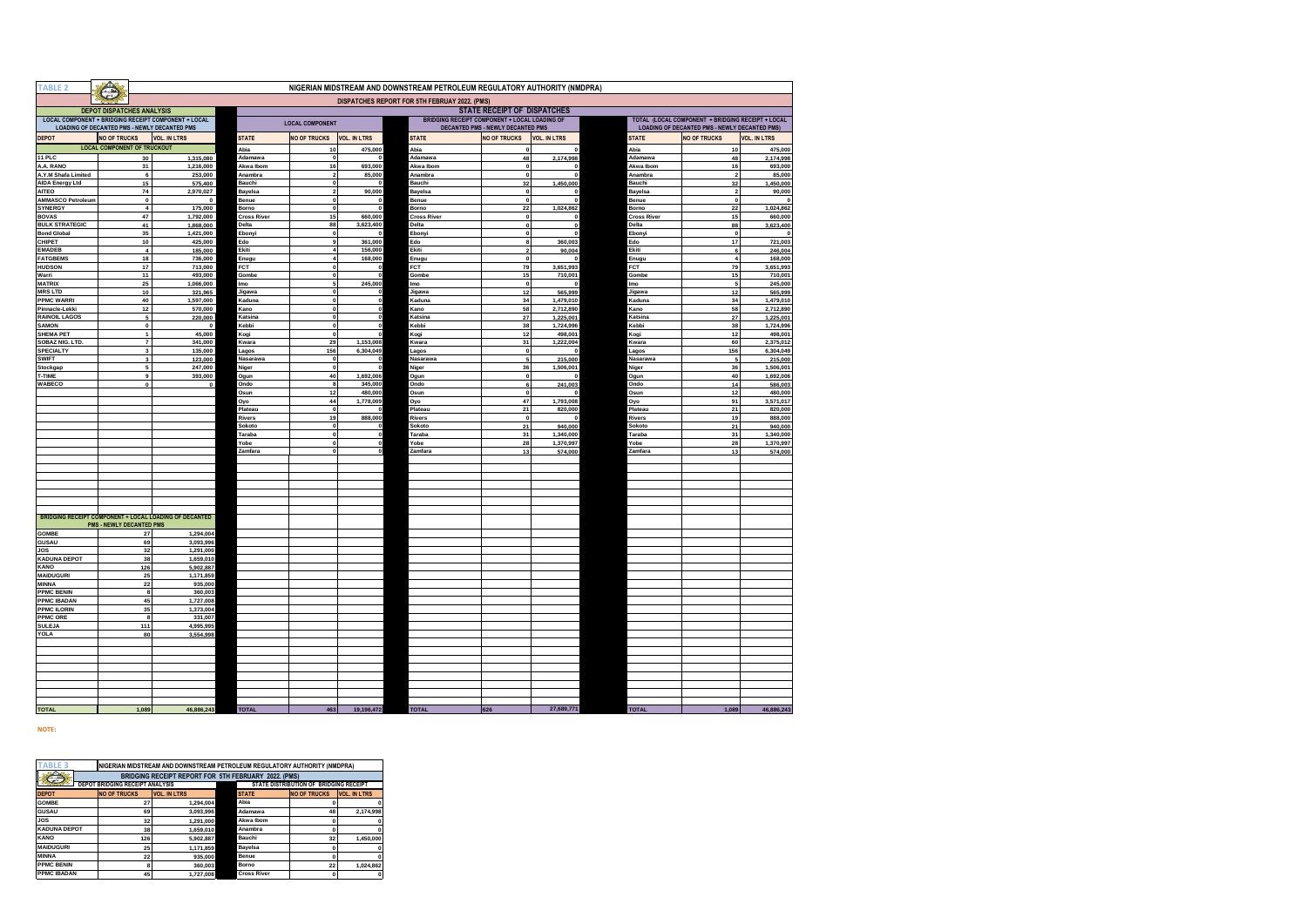**TABLE 2**

# NIGERIAN MIDSTREAM AND DOWNSTREAM PETROLEUM REGULATORY AUTHORITY (NMDPRA)

## DISPATCHES REPORT FOR 5TH FEBRUARY 2022. (PMS)

### DEPOT DISPATCHES ANALYSIS

LOCAL COMPONENT + BRIDGING RECEIPT COMPONENT + LOCAL LOADING OF DECANTED PMS - NEWLY DECANTED PMS

| DEPOT | NO OF TRUCKS | VOL. IN LTRS |
|---|---|---|
| **LOCAL COMPONENT OF TRUCKOUT** | | |
| 11 PLC | 30 | 1,315,080 |
| A.A. RANO | 31 | 1,216,000 |
| A.Y.M Shafa Limited | 6 | 253,000 |
| AIDA Energy Ltd | 15 | 575,400 |
| AITEO | 74 | 2,970,027 |
| AMMASCO Petroleum | 0 | 0 |
| SYNERGY | 4 | 175,000 |
| BOVAS | 47 | 1,792,000 |
| BULK STRATEGIC | 41 | 1,868,000 |
| Bond Global | 35 | 1,421,000 |
| CHIPET | 10 | 425,000 |
| EMADEB | 4 | 185,000 |
| FATGBEMS | 18 | 736,000 |
| HUDSON | 17 | 713,000 |
| Warri | 11 | 493,000 |
| MATRIX | 25 | 1,066,000 |
| MRS LTD | 10 | 321,965 |
| PPMC WARRI | 40 | 1,597,000 |
| Pinnacle-Lekki | 12 | 570,000 |
| RAINOIL LAGOS | 5 | 220,000 |
| SAMON | 0 | 0 |
| SHEMA PET | 1 | 45,000 |
| SOBAZ NIG. LTD. | 7 | 341,000 |
| SPECIALTY | 3 | 135,000 |
| SWIFT | 3 | 123,000 |
| Stockgap | 5 | 247,000 |
| T-TIME | 9 | 393,000 |
| WABECO | 0 | 0 |
| **BRIDGING RECEIPT COMPONENT + LOCAL LOADING OF DECANTED PMS - NEWLY DECANTED PMS** | | |
| GOMBE | 27 | 1,294,004 |
| GUSAU | 69 | 3,093,996 |
| JOS | 32 | 1,291,000 |
| KADUNA DEPOT | 38 | 1,659,010 |
| KANO | 126 | 5,902,887 |
| MAIDUGURI | 25 | 1,171,859 |
| MINNA | 22 | 935,000 |
| PPMC BENIN | 8 | 360,003 |
| PPMC IBADAN | 45 | 1,727,008 |
| PPMC ILORIN | 35 | 1,373,004 |
| PPMC ORE | 8 | 331,007 |
| SULEJA | 111 | 4,995,995 |
| YOLA | 80 | 3,554,998 |
| **TOTAL** | **1,089** | **46,886,243** |

### STATE RECEIPT OF DISPATCHES

| STATE | LOCAL COMPONENT: NO OF TRUCKS | LOCAL COMPONENT: VOL. IN LTRS | BRIDGING RECEIPT COMPONENT + LOCAL LOADING OF DECANTED PMS - NEWLY DECANTED PMS: NO OF TRUCKS | BRIDGING RECEIPT COMPONENT + LOCAL LOADING OF DECANTED PMS - NEWLY DECANTED PMS: VOL. IN LTRS | TOTAL (LOCAL COMPONENT + BRIDGING RECEIPT + LOCAL LOADING OF DECANTED PMS - NEWLY DECANTED PMS): NO OF TRUCKS | TOTAL: VOL. IN LTRS |
|---|---|---|---|---|---|---|
| Abia | 10 | 475,000 | 0 | 0 | 10 | 475,000 |
| Adamawa | 0 | 0 | 48 | 2,174,998 | 48 | 2,174,998 |
| Akwa Ibom | 16 | 693,000 | 0 | 0 | 16 | 693,000 |
| Anambra | 2 | 85,000 | 0 | 0 | 2 | 85,000 |
| Bauchi | 0 | 0 | 32 | 1,450,000 | 32 | 1,450,000 |
| Bayelsa | 2 | 90,000 | 0 | 0 | 2 | 90,000 |
| Benue | 0 | 0 | 0 | 0 | 0 | 0 |
| Borno | 0 | 0 | 22 | 1,024,862 | 22 | 1,024,862 |
| Cross River | 15 | 660,000 | 0 | 0 | 15 | 660,000 |
| Delta | 88 | 3,623,400 | 0 | 0 | 88 | 3,623,400 |
| Ebonyi | 0 | 0 | 0 | 0 | 0 | 0 |
| Edo | 9 | 361,000 | 8 | 360,003 | 17 | 721,003 |
| Ekiti | 4 | 156,000 | 2 | 90,004 | 6 | 246,004 |
| Enugu | 4 | 168,000 | 0 | 0 | 4 | 168,000 |
| FCT | 0 | 0 | 79 | 3,651,993 | 79 | 3,651,993 |
| Gombe | 0 | 0 | 15 | 710,001 | 15 | 710,001 |
| Imo | 5 | 245,000 | 0 | 0 | 5 | 245,000 |
| Jigawa | 0 | 0 | 12 | 565,999 | 12 | 565,999 |
| Kaduna | 0 | 0 | 34 | 1,479,010 | 34 | 1,479,010 |
| Kano | 0 | 0 | 58 | 2,712,890 | 58 | 2,712,890 |
| Katsina | 0 | 0 | 27 | 1,225,001 | 27 | 1,225,001 |
| Kebbi | 0 | 0 | 38 | 1,724,996 | 38 | 1,724,996 |
| Kogi | 0 | 0 | 12 | 498,001 | 12 | 498,001 |
| Kwara | 29 | 1,153,008 | 31 | 1,222,004 | 60 | 2,375,012 |
| Lagos | 156 | 6,304,049 | 0 | 0 | 156 | 6,304,049 |
| Nasarawa | 0 | 0 | 5 | 215,000 | 5 | 215,000 |
| Niger | 0 | 0 | 36 | 1,506,001 | 36 | 1,506,001 |
| Ogun | 40 | 1,692,006 | 0 | 0 | 40 | 1,692,006 |
| Ondo | 8 | 345,000 | 6 | 241,003 | 14 | 586,003 |
| Osun | 12 | 480,000 | 0 | 0 | 12 | 480,000 |
| Oyo | 44 | 1,778,009 | 47 | 1,793,008 | 91 | 3,571,017 |
| Plateau | 0 | 0 | 21 | 820,000 | 21 | 820,000 |
| Rivers | 19 | 888,000 | 0 | 0 | 19 | 888,000 |
| Sokoto | 0 | 0 | 21 | 940,000 | 21 | 940,000 |
| Taraba | 0 | 0 | 31 | 1,340,000 | 31 | 1,340,000 |
| Yobe | 0 | 0 | 28 | 1,370,997 | 28 | 1,370,997 |
| Zamfara | 0 | 0 | 13 | 574,000 | 13 | 574,000 |
| **TOTAL** | **463** | **19,196,472** | **626** | **27,689,771** | **1,089** | **46,886,243** |

**NOTE:**

**TABLE 3**

# NIGERIAN MIDSTREAM AND DOWNSTREAM PETROLEUM REGULATORY AUTHORITY (NMDPRA)

## BRIDGING RECEIPT REPORT FOR 5TH FEBRUARY 2022. (PMS)

| DEPOT BRIDGING RECEIPT ANALYSIS | | | STATE DISTRIBUTION OF BRIDGING RECEIPT | | |
|---|---|---|---|---|---|
| DEPOT | NO OF TRUCKS | VOL. IN LTRS | STATE | NO OF TRUCKS | VOL. IN LTRS |
| GOMBE | 27 | 1,294,004 | Abia | 0 | 0 |
| GUSAU | 69 | 3,093,996 | Adamawa | 48 | 2,174,998 |
| JOS | 32 | 1,291,000 | Akwa Ibom | 0 | 0 |
| KADUNA DEPOT | 38 | 1,659,010 | Anambra | 0 | 0 |
| KANO | 126 | 5,902,887 | Bauchi | 32 | 1,450,000 |
| MAIDUGURI | 25 | 1,171,859 | Bayelsa | 0 | 0 |
| MINNA | 22 | 935,000 | Benue | 0 | 0 |
| PPMC BENIN | 8 | 360,003 | Borno | 22 | 1,024,862 |
| PPMC IBADAN | 45 | 1,727,008 | Cross River | 0 | 0 |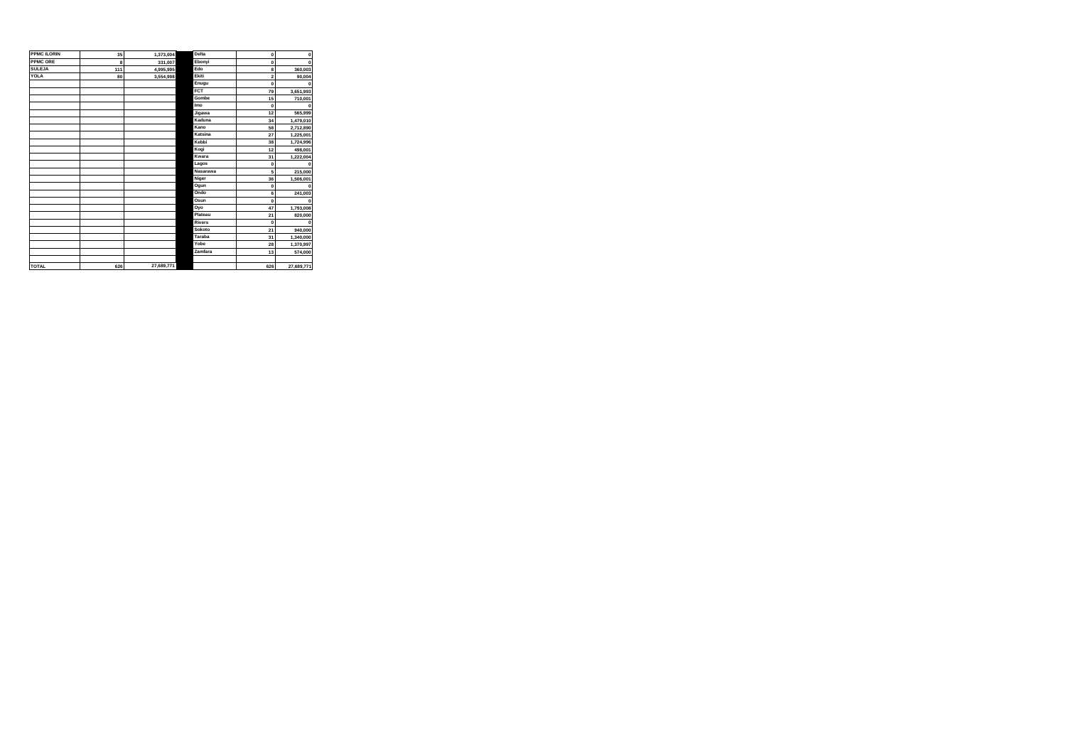| PPMC ILORIN | 35 | 1,373,004 | | Delta | 0 | 0 |
|---|---|---|---|---|---|---|
| PPMC ORE | 8 | 331,007 | | Ebonyi | 0 | 0 |
| SULEJA | 111 | 4,995,995 | | Edo | 8 | 360,003 |
| YOLA | 80 | 3,554,998 | | Ekiti | 2 | 90,004 |
| | | | | Enugu | 0 | 0 |
| | | | | FCT | 79 | 3,651,993 |
| | | | | Gombe | 15 | 710,001 |
| | | | | Imo | 0 | 0 |
| | | | | Jigawa | 12 | 565,999 |
| | | | | Kaduna | 34 | 1,479,010 |
| | | | | Kano | 58 | 2,712,890 |
| | | | | Katsina | 27 | 1,225,001 |
| | | | | Kebbi | 38 | 1,724,996 |
| | | | | Kogi | 12 | 498,001 |
| | | | | Kwara | 31 | 1,222,004 |
| | | | | Lagos | 0 | 0 |
| | | | | Nasarawa | 5 | 215,000 |
| | | | | Niger | 36 | 1,506,001 |
| | | | | Ogun | 0 | 0 |
| | | | | Ondo | 6 | 241,003 |
| | | | | Osun | 0 | 0 |
| | | | | Oyo | 47 | 1,793,008 |
| | | | | Plateau | 21 | 820,000 |
| | | | | Rivers | 0 | 0 |
| | | | | Sokoto | 21 | 940,000 |
| | | | | Taraba | 31 | 1,340,000 |
| | | | | Yobe | 28 | 1,370,997 |
| | | | | Zamfara | 13 | 574,000 |
| | | | | | | |
| TOTAL | 626 | 27,689,771 | | | 626 | 27,689,771 |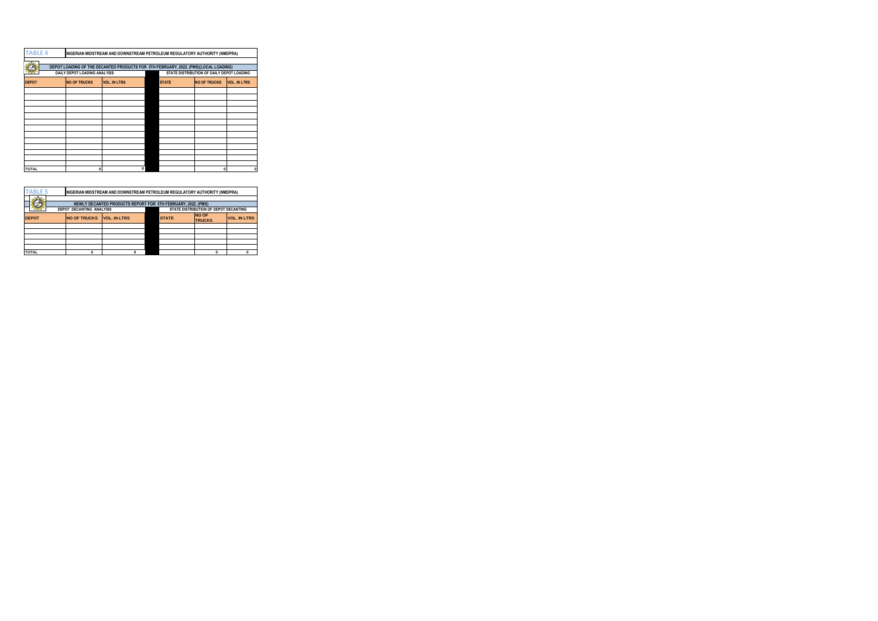## TABLE 4

**NIGERIAN MIDSTREAM AND DOWNSTREAM PETROLEUM REGULATORY AUTHORITY (NMDPRA)**

**DEPOT LOADING OF THE DECANTED PRODUCTS FOR 5TH FEBRUARY, 2022. (PMS)(LOCAL LOADING)**

| DAILY DEPOT LOADING ANALYSIS | | | | STATE DISTRIBUTION OF DAILY DEPOT LOADING | | |
|---|---|---|---|---|---|---|
| **DEPOT** | **NO OF TRUCKS** | **VOL. IN LTRS** | | **STATE** | **NO OF TRUCKS** | **VOL. IN LTRS** |
| | | | | | | |
| | | | | | | |
| | | | | | | |
| | | | | | | |
| | | | | | | |
| | | | | | | |
| | | | | | | |
| | | | | | | |
| | | | | | | |
| | | | | | | |
| | | | | | | |
| | | | | | | |
| | | | | | | |
| | | | | | | |
| **TOTAL** | 0 | 0 | | | 0 | 0 |

## TABLE 5

**NIGERIAN MIDSTREAM AND DOWNSTREAM PETROLEUM REGULATORY AUTHORITY (NMDPRA)**

**NEWLY DECANTED PRODUCTS REPORT FOR 5TH FEBRUARY, 2022. (PMS)**

| DEPOT DECANTING ANALYSIS | | | | STATE DISTRIBUTION OF DEPOT DECANTING | | |
|---|---|---|---|---|---|---|
| **DEPOT** | **NO OF TRUCKS** | **VOL. IN LTRS** | | **STATE** | **NO OF TRUCKS** | **VOL. IN LTRS** |
| | | | | | | |
| | | | | | | |
| | | | | | | |
| | | | | | | |
| **TOTAL** | 0 | 0 | | | 0 | 0 |